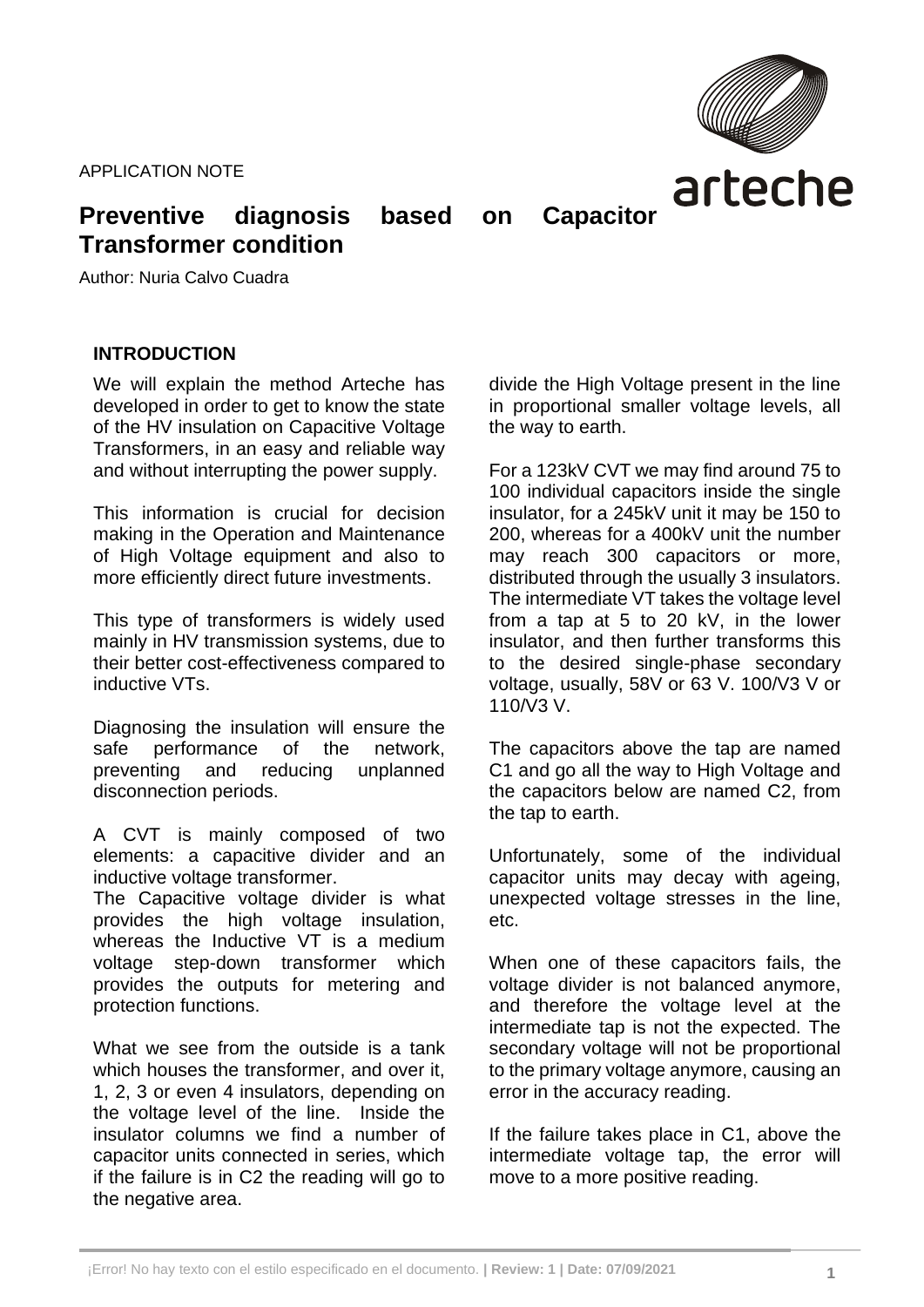APPLICATION NOTE

# Preventive diagnosis based on Capacitor Transformer condition

Author: Nuria Calvo Cuadra

## INTRODUCTION

We will explain the method Arteche has developed in order to get to know the state of the HV insulation on Capacitive Voltage Transformers, in an easy and reliable way and without interrupting the power supply.

This information is crucial for decision making in the Operation and Maintenance of High Voltage equipment and also to more efficiently direct future investments.

This type of transformers is widely used mainly in HV transmission systems, due to their better cost-effectiveness compared to inductive VTs.

Diagnosing the insulation will ensure the safe performance of the network, preventing and reducing unplanned disconnection periods.

A CVT is mainly composed of two elements: a capacitive divider and an inductive voltage transformer.
The Capacitive voltage divider is what provides the high voltage insulation, whereas the Inductive VT is a medium voltage step-down transformer which provides the outputs for metering and protection functions.

What we see from the outside is a tank which houses the transformer, and over it, 1, 2, 3 or even 4 insulators, depending on the voltage level of the line. Inside the insulator columns we find a number of capacitor units connected in series, which divide the High Voltage present in the line in proportional smaller voltage levels, all the way to earth.

For a 123kV CVT we may find around 75 to 100 individual capacitors inside the single insulator, for a 245kV unit it may be 150 to 200, whereas for a 400kV unit the number may reach 300 capacitors or more, distributed through the usually 3 insulators. The intermediate VT takes the voltage level from a tap at 5 to 20 kV, in the lower insulator, and then further transforms this to the desired single-phase secondary voltage, usually, 58V or 63 V. 100/V3 V or 110/V3 V.

The capacitors above the tap are named C1 and go all the way to High Voltage and the capacitors below are named C2, from the tap to earth.

Unfortunately, some of the individual capacitor units may decay with ageing, unexpected voltage stresses in the line, etc.

When one of these capacitors fails, the voltage divider is not balanced anymore, and therefore the voltage level at the intermediate tap is not the expected. The secondary voltage will not be proportional to the primary voltage anymore, causing an error in the accuracy reading.

If the failure takes place in C1, above the intermediate voltage tap, the error will move to a more positive reading.

if the failure is in C2 the reading will go to the negative area.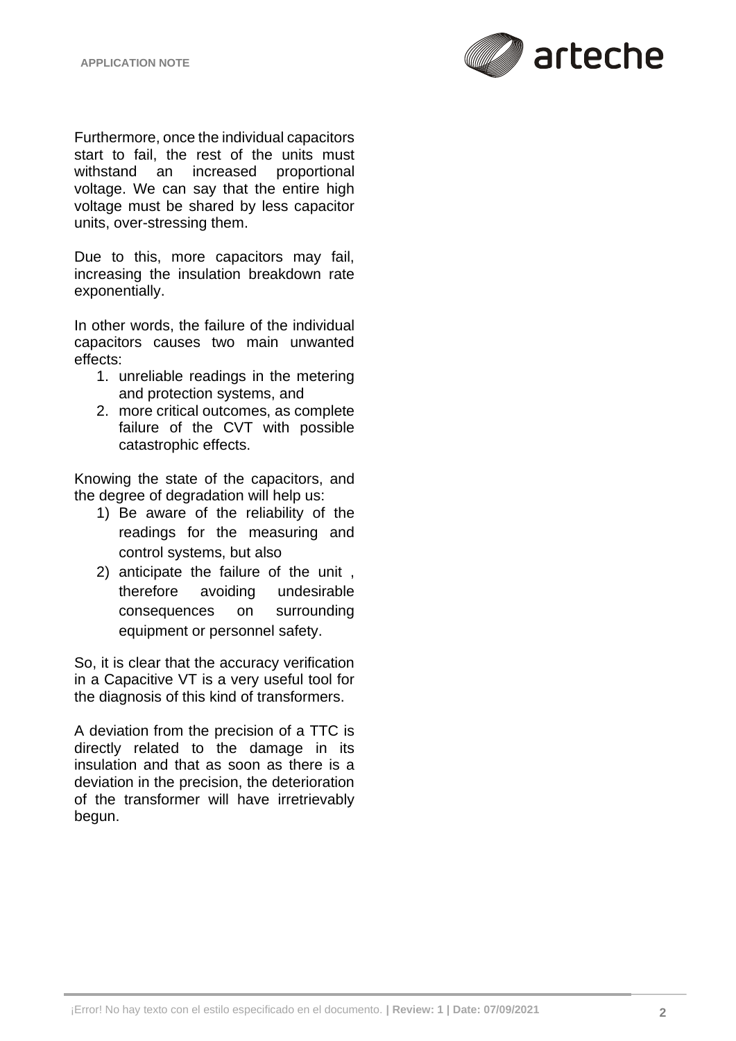Furthermore, once the individual capacitors start to fail, the rest of the units must withstand an increased proportional voltage. We can say that the entire high voltage must be shared by less capacitor units, over-stressing them.

Due to this, more capacitors may fail, increasing the insulation breakdown rate exponentially.

In other words, the failure of the individual capacitors causes two main unwanted effects:

1. unreliable readings in the metering and protection systems, and
2. more critical outcomes, as complete failure of the CVT with possible catastrophic effects.

Knowing the state of the capacitors, and the degree of degradation will help us:

1) Be aware of the reliability of the readings for the measuring and control systems, but also
2) anticipate the failure of the unit , therefore avoiding undesirable consequences on surrounding equipment or personnel safety.

So, it is clear that the accuracy verification in a Capacitive VT is a very useful tool for the diagnosis of this kind of transformers.

A deviation from the precision of a TTC is directly related to the damage in its insulation and that as soon as there is a deviation in the precision, the deterioration of the transformer will have irretrievably begun.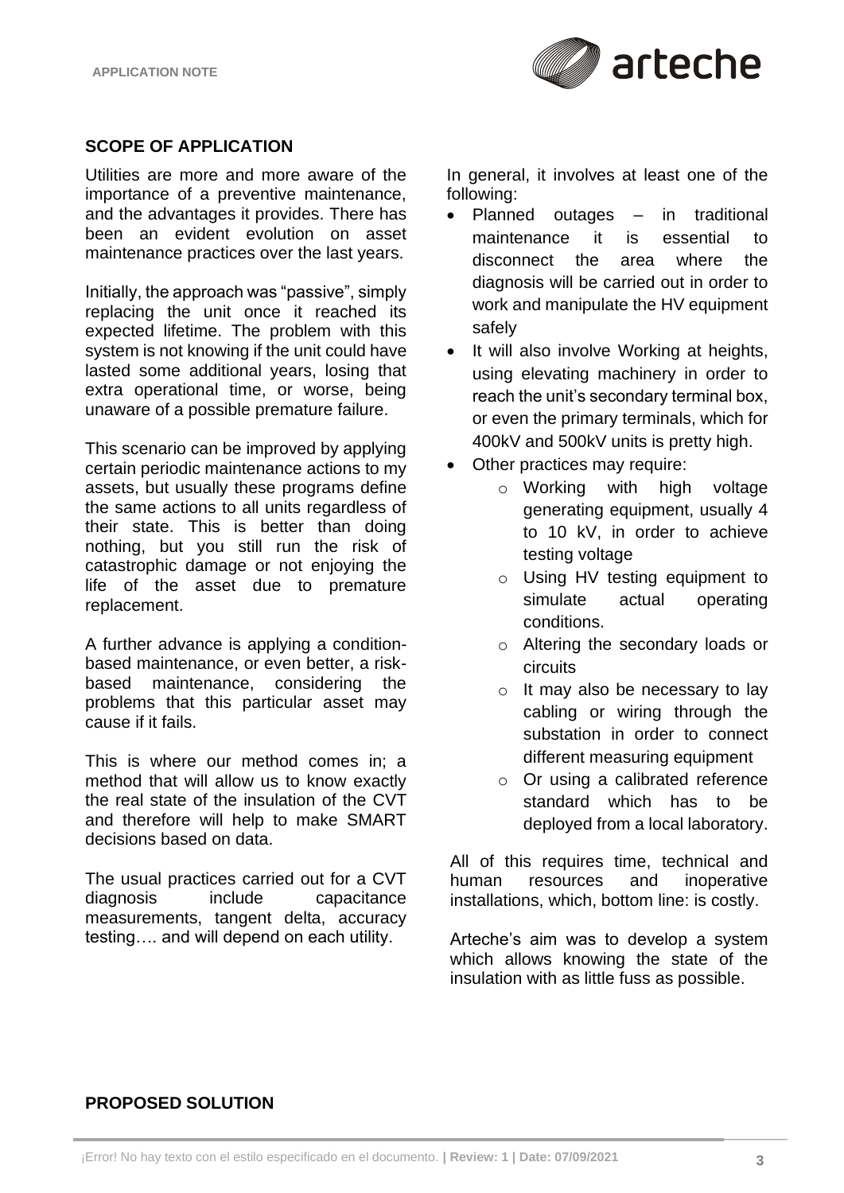## SCOPE OF APPLICATION

Utilities are more and more aware of the importance of a preventive maintenance, and the advantages it provides. There has been an evident evolution on asset maintenance practices over the last years.

Initially, the approach was "passive", simply replacing the unit once it reached its expected lifetime. The problem with this system is not knowing if the unit could have lasted some additional years, losing that extra operational time, or worse, being unaware of a possible premature failure.

This scenario can be improved by applying certain periodic maintenance actions to my assets, but usually these programs define the same actions to all units regardless of their state. This is better than doing nothing, but you still run the risk of catastrophic damage or not enjoying the life of the asset due to premature replacement.

A further advance is applying a condition-based maintenance, or even better, a risk-based maintenance, considering the problems that this particular asset may cause if it fails.

This is where our method comes in; a method that will allow us to know exactly the real state of the insulation of the CVT and therefore will help to make SMART decisions based on data.

The usual practices carried out for a CVT diagnosis include capacitance measurements, tangent delta, accuracy testing…. and will depend on each utility.

In general, it involves at least one of the following:

- Planned outages – in traditional maintenance it is essential to disconnect the area where the diagnosis will be carried out in order to work and manipulate the HV equipment safely
- It will also involve Working at heights, using elevating machinery in order to reach the unit's secondary terminal box, or even the primary terminals, which for 400kV and 500kV units is pretty high.
- Other practices may require:
  - Working with high voltage generating equipment, usually 4 to 10 kV, in order to achieve testing voltage
  - Using HV testing equipment to simulate actual operating conditions.
  - Altering the secondary loads or circuits
  - It may also be necessary to lay cabling or wiring through the substation in order to connect different measuring equipment
  - Or using a calibrated reference standard which has to be deployed from a local laboratory.

All of this requires time, technical and human resources and inoperative installations, which, bottom line: is costly.

Arteche's aim was to develop a system which allows knowing the state of the insulation with as little fuss as possible.

## PROPOSED SOLUTION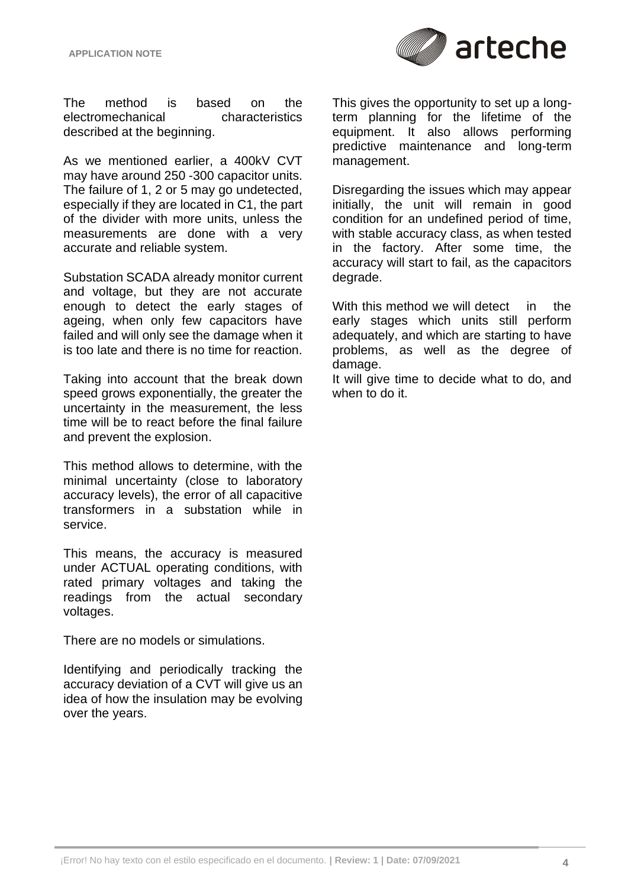The method is based on the electromechanical characteristics described at the beginning.

As we mentioned earlier, a 400kV CVT may have around 250 -300 capacitor units. The failure of 1, 2 or 5 may go undetected, especially if they are located in C1, the part of the divider with more units, unless the measurements are done with a very accurate and reliable system.

Substation SCADA already monitor current and voltage, but they are not accurate enough to detect the early stages of ageing, when only few capacitors have failed and will only see the damage when it is too late and there is no time for reaction.

Taking into account that the break down speed grows exponentially, the greater the uncertainty in the measurement, the less time will be to react before the final failure and prevent the explosion.

This method allows to determine, with the minimal uncertainty (close to laboratory accuracy levels), the error of all capacitive transformers in a substation while in service.

This means, the accuracy is measured under ACTUAL operating conditions, with rated primary voltages and taking the readings from the actual secondary voltages.

There are no models or simulations.

Identifying and periodically tracking the accuracy deviation of a CVT will give us an idea of how the insulation may be evolving over the years.

This gives the opportunity to set up a long-term planning for the lifetime of the equipment. It also allows performing predictive maintenance and long-term management.

Disregarding the issues which may appear initially, the unit will remain in good condition for an undefined period of time, with stable accuracy class, as when tested in the factory. After some time, the accuracy will start to fail, as the capacitors degrade.

With this method we will detect in the early stages which units still perform adequately, and which are starting to have problems, as well as the degree of damage.

It will give time to decide what to do, and when to do it.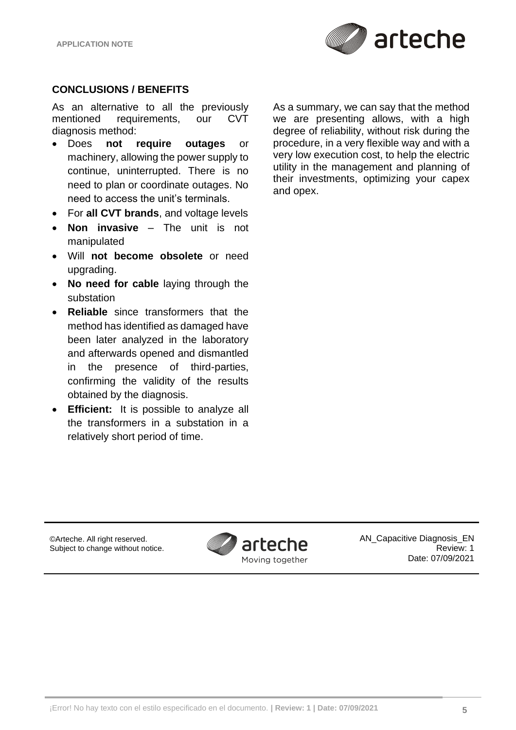## CONCLUSIONS / BENEFITS

As an alternative to all the previously mentioned requirements, our CVT diagnosis method:

- Does **not require outages** or machinery, allowing the power supply to continue, uninterrupted. There is no need to plan or coordinate outages. No need to access the unit's terminals.
- For **all CVT brands**, and voltage levels
- **Non invasive** – The unit is not manipulated
- Will **not become obsolete** or need upgrading.
- **No need for cable** laying through the substation
- **Reliable** since transformers that the method has identified as damaged have been later analyzed in the laboratory and afterwards opened and dismantled in the presence of third-parties, confirming the validity of the results obtained by the diagnosis.
- **Efficient:** It is possible to analyze all the transformers in a substation in a relatively short period of time.

As a summary, we can say that the method we are presenting allows, with a high degree of reliability, without risk during the procedure, in a very flexible way and with a very low execution cost, to help the electric utility in the management and planning of their investments, optimizing your capex and opex.

©Arteche. All right reserved.
Subject to change without notice.

AN_Capacitive Diagnosis_EN
Review: 1
Date: 07/09/2021